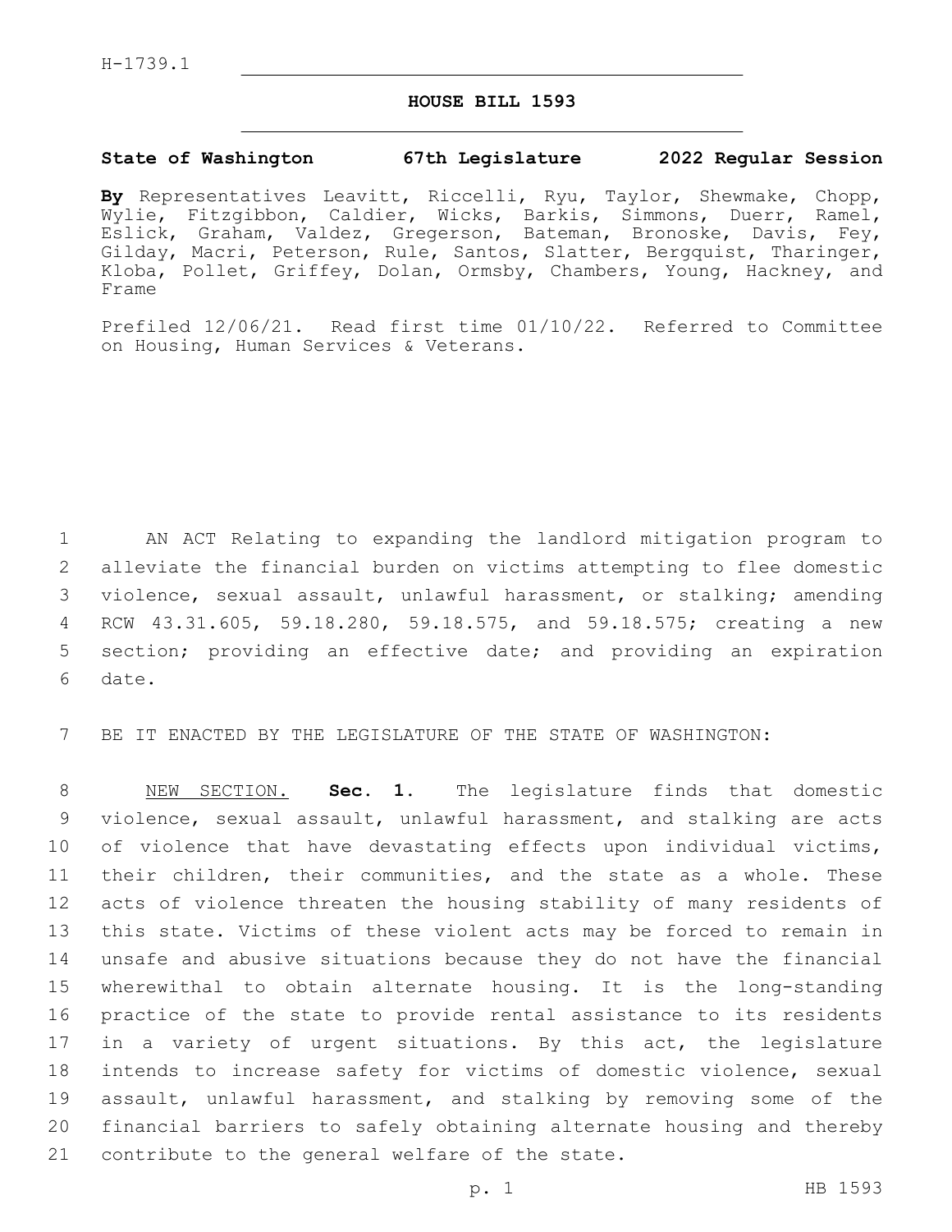H-1739.1

# HOUSE BILL 1593

**State of Washington 67th Legislature 2022 Regular Session**

**By** Representatives Leavitt, Riccelli, Ryu, Taylor, Shewmake, Chopp, Wylie, Fitzgibbon, Caldier, Wicks, Barkis, Simmons, Duerr, Ramel, Eslick, Graham, Valdez, Gregerson, Bateman, Bronoske, Davis, Fey, Gilday, Macri, Peterson, Rule, Santos, Slatter, Bergquist, Tharinger, Kloba, Pollet, Griffey, Dolan, Ormsby, Chambers, Young, Hackney, and Frame

Prefiled 12/06/21. Read first time 01/10/22. Referred to Committee on Housing, Human Services & Veterans.

AN ACT Relating to expanding the landlord mitigation program to alleviate the financial burden on victims attempting to flee domestic violence, sexual assault, unlawful harassment, or stalking; amending RCW 43.31.605, 59.18.280, 59.18.575, and 59.18.575; creating a new section; providing an effective date; and providing an expiration date.

BE IT ENACTED BY THE LEGISLATURE OF THE STATE OF WASHINGTON:

NEW SECTION. **Sec. 1.** The legislature finds that domestic violence, sexual assault, unlawful harassment, and stalking are acts of violence that have devastating effects upon individual victims, their children, their communities, and the state as a whole. These acts of violence threaten the housing stability of many residents of this state. Victims of these violent acts may be forced to remain in unsafe and abusive situations because they do not have the financial wherewithal to obtain alternate housing. It is the long-standing practice of the state to provide rental assistance to its residents in a variety of urgent situations. By this act, the legislature intends to increase safety for victims of domestic violence, sexual assault, unlawful harassment, and stalking by removing some of the financial barriers to safely obtaining alternate housing and thereby contribute to the general welfare of the state.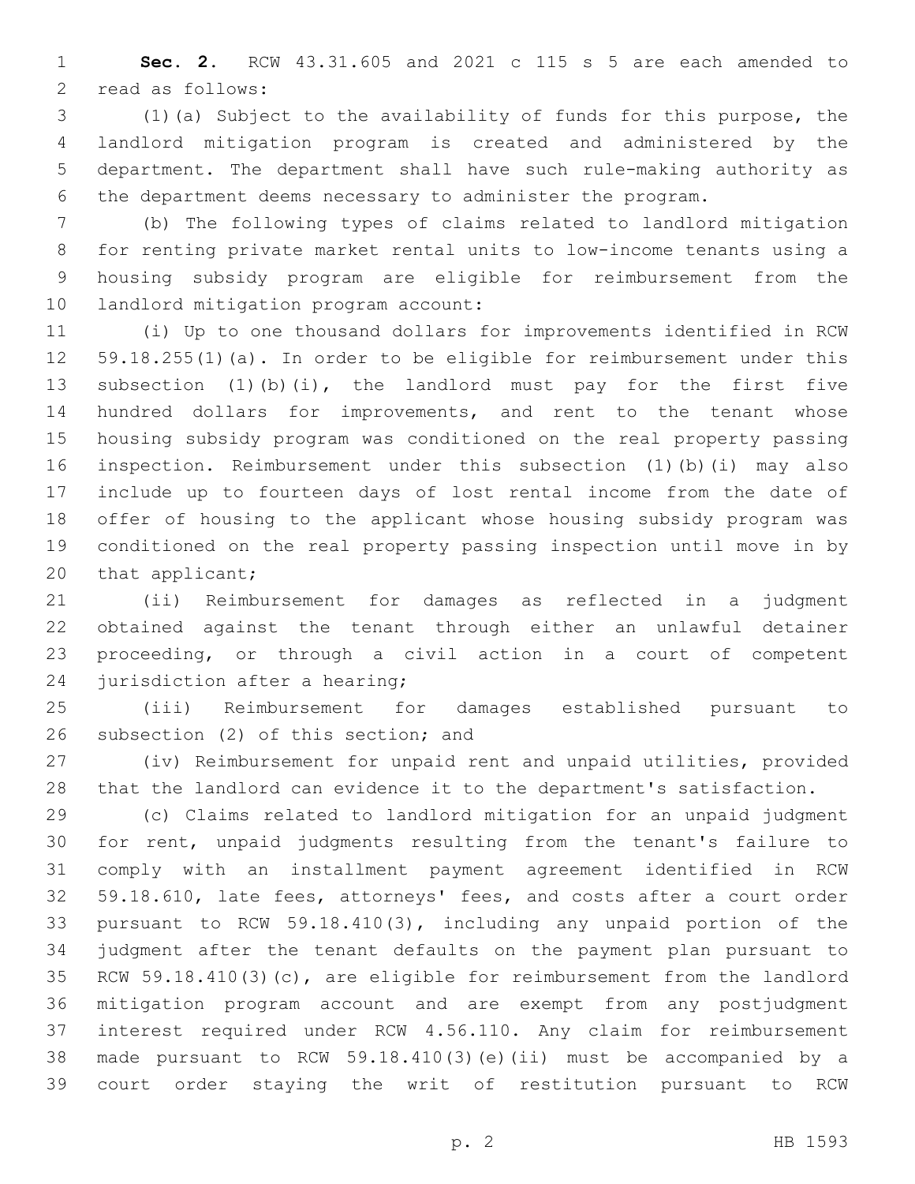**Sec. 2.** RCW 43.31.605 and 2021 c 115 s 5 are each amended to read as follows:

(1)(a) Subject to the availability of funds for this purpose, the landlord mitigation program is created and administered by the department. The department shall have such rule-making authority as the department deems necessary to administer the program.

(b) The following types of claims related to landlord mitigation for renting private market rental units to low-income tenants using a housing subsidy program are eligible for reimbursement from the landlord mitigation program account:

(i) Up to one thousand dollars for improvements identified in RCW 59.18.255(1)(a). In order to be eligible for reimbursement under this subsection (1)(b)(i), the landlord must pay for the first five hundred dollars for improvements, and rent to the tenant whose housing subsidy program was conditioned on the real property passing inspection. Reimbursement under this subsection (1)(b)(i) may also include up to fourteen days of lost rental income from the date of offer of housing to the applicant whose housing subsidy program was conditioned on the real property passing inspection until move in by that applicant;

(ii) Reimbursement for damages as reflected in a judgment obtained against the tenant through either an unlawful detainer proceeding, or through a civil action in a court of competent jurisdiction after a hearing;

(iii) Reimbursement for damages established pursuant to subsection (2) of this section; and

(iv) Reimbursement for unpaid rent and unpaid utilities, provided that the landlord can evidence it to the department's satisfaction.

(c) Claims related to landlord mitigation for an unpaid judgment for rent, unpaid judgments resulting from the tenant's failure to comply with an installment payment agreement identified in RCW 59.18.610, late fees, attorneys' fees, and costs after a court order pursuant to RCW 59.18.410(3), including any unpaid portion of the judgment after the tenant defaults on the payment plan pursuant to RCW 59.18.410(3)(c), are eligible for reimbursement from the landlord mitigation program account and are exempt from any postjudgment interest required under RCW 4.56.110. Any claim for reimbursement made pursuant to RCW 59.18.410(3)(e)(ii) must be accompanied by a court order staying the writ of restitution pursuant to RCW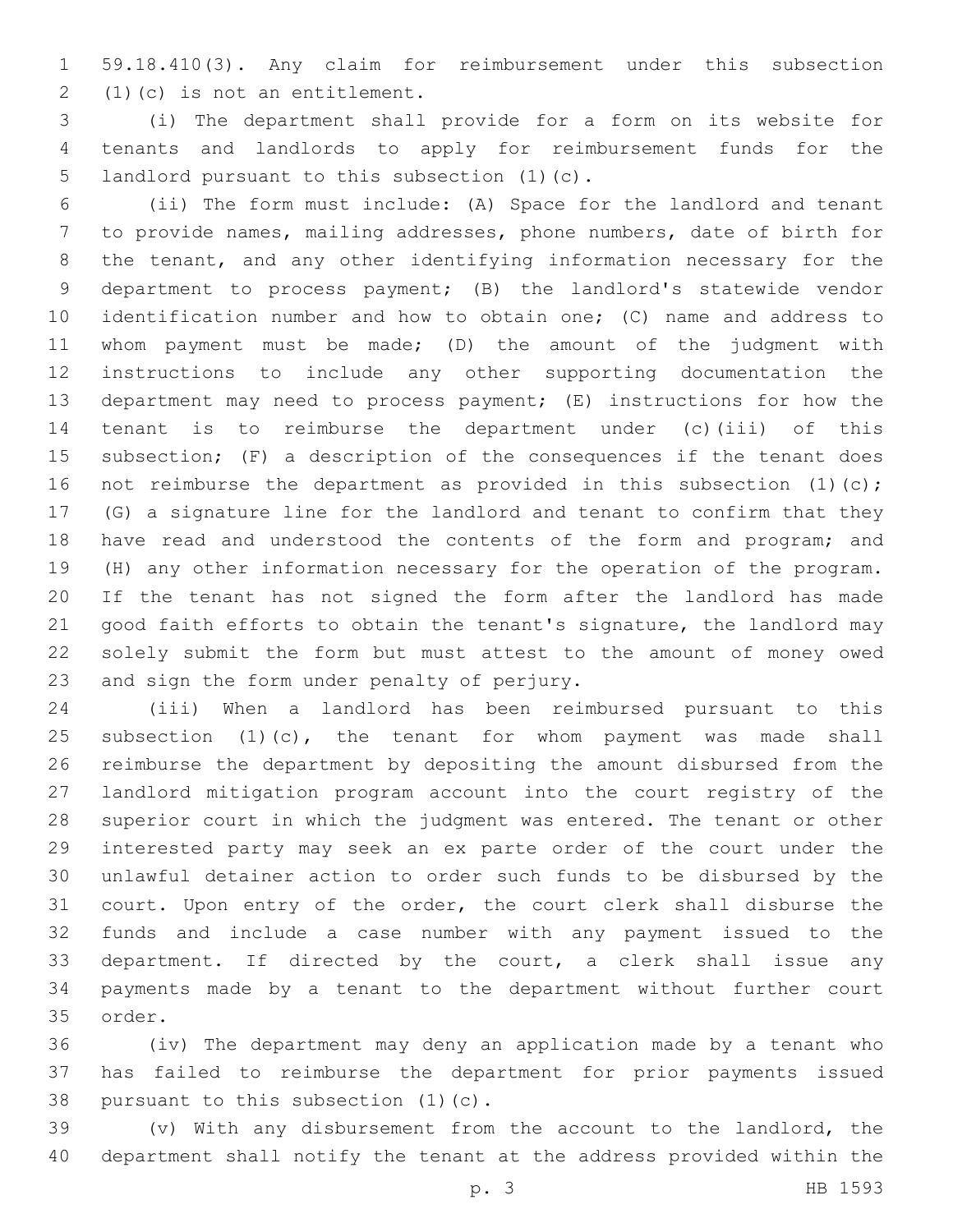59.18.410(3). Any claim for reimbursement under this subsection (1)(c) is not an entitlement.

(i) The department shall provide for a form on its website for tenants and landlords to apply for reimbursement funds for the landlord pursuant to this subsection (1)(c).

(ii) The form must include: (A) Space for the landlord and tenant to provide names, mailing addresses, phone numbers, date of birth for the tenant, and any other identifying information necessary for the department to process payment; (B) the landlord's statewide vendor identification number and how to obtain one; (C) name and address to whom payment must be made; (D) the amount of the judgment with instructions to include any other supporting documentation the department may need to process payment; (E) instructions for how the tenant is to reimburse the department under (c)(iii) of this subsection; (F) a description of the consequences if the tenant does not reimburse the department as provided in this subsection (1)(c); (G) a signature line for the landlord and tenant to confirm that they have read and understood the contents of the form and program; and (H) any other information necessary for the operation of the program. If the tenant has not signed the form after the landlord has made good faith efforts to obtain the tenant's signature, the landlord may solely submit the form but must attest to the amount of money owed and sign the form under penalty of perjury.

(iii) When a landlord has been reimbursed pursuant to this subsection (1)(c), the tenant for whom payment was made shall reimburse the department by depositing the amount disbursed from the landlord mitigation program account into the court registry of the superior court in which the judgment was entered. The tenant or other interested party may seek an ex parte order of the court under the unlawful detainer action to order such funds to be disbursed by the court. Upon entry of the order, the court clerk shall disburse the funds and include a case number with any payment issued to the department. If directed by the court, a clerk shall issue any payments made by a tenant to the department without further court order.

(iv) The department may deny an application made by a tenant who has failed to reimburse the department for prior payments issued pursuant to this subsection (1)(c).

(v) With any disbursement from the account to the landlord, the department shall notify the tenant at the address provided within the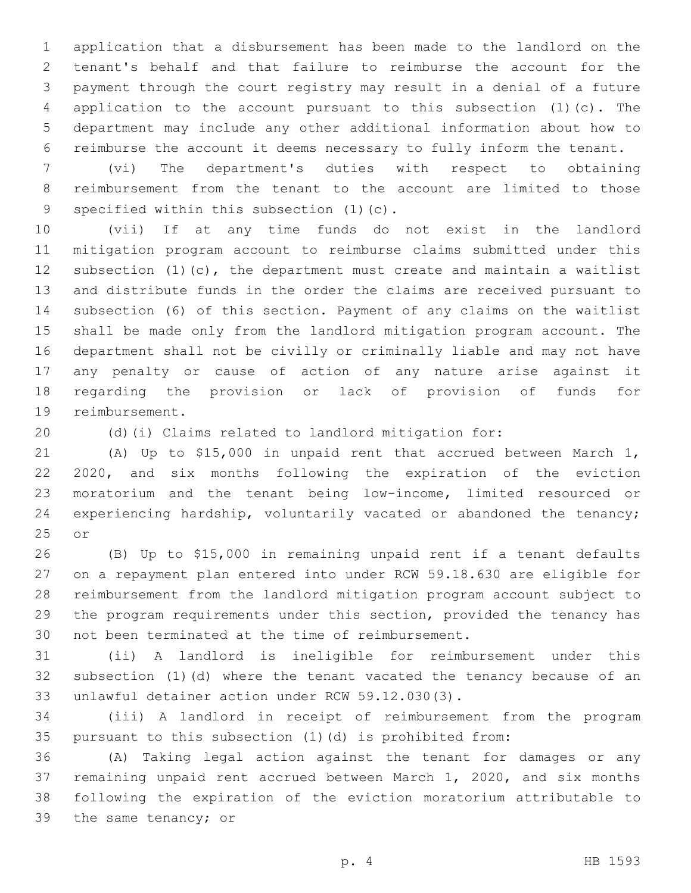application that a disbursement has been made to the landlord on the tenant's behalf and that failure to reimburse the account for the payment through the court registry may result in a denial of a future application to the account pursuant to this subsection (1)(c). The department may include any other additional information about how to reimburse the account it deems necessary to fully inform the tenant.

(vi) The department's duties with respect to obtaining reimbursement from the tenant to the account are limited to those specified within this subsection (1)(c).

(vii) If at any time funds do not exist in the landlord mitigation program account to reimburse claims submitted under this subsection (1)(c), the department must create and maintain a waitlist and distribute funds in the order the claims are received pursuant to subsection (6) of this section. Payment of any claims on the waitlist shall be made only from the landlord mitigation program account. The department shall not be civilly or criminally liable and may not have any penalty or cause of action of any nature arise against it regarding the provision or lack of provision of funds for reimbursement.

(d)(i) Claims related to landlord mitigation for:

(A) Up to $15,000 in unpaid rent that accrued between March 1, 2020, and six months following the expiration of the eviction moratorium and the tenant being low-income, limited resourced or experiencing hardship, voluntarily vacated or abandoned the tenancy; or

(B) Up to $15,000 in remaining unpaid rent if a tenant defaults on a repayment plan entered into under RCW 59.18.630 are eligible for reimbursement from the landlord mitigation program account subject to the program requirements under this section, provided the tenancy has not been terminated at the time of reimbursement.

(ii) A landlord is ineligible for reimbursement under this subsection (1)(d) where the tenant vacated the tenancy because of an unlawful detainer action under RCW 59.12.030(3).

(iii) A landlord in receipt of reimbursement from the program pursuant to this subsection (1)(d) is prohibited from:

(A) Taking legal action against the tenant for damages or any remaining unpaid rent accrued between March 1, 2020, and six months following the expiration of the eviction moratorium attributable to the same tenancy; or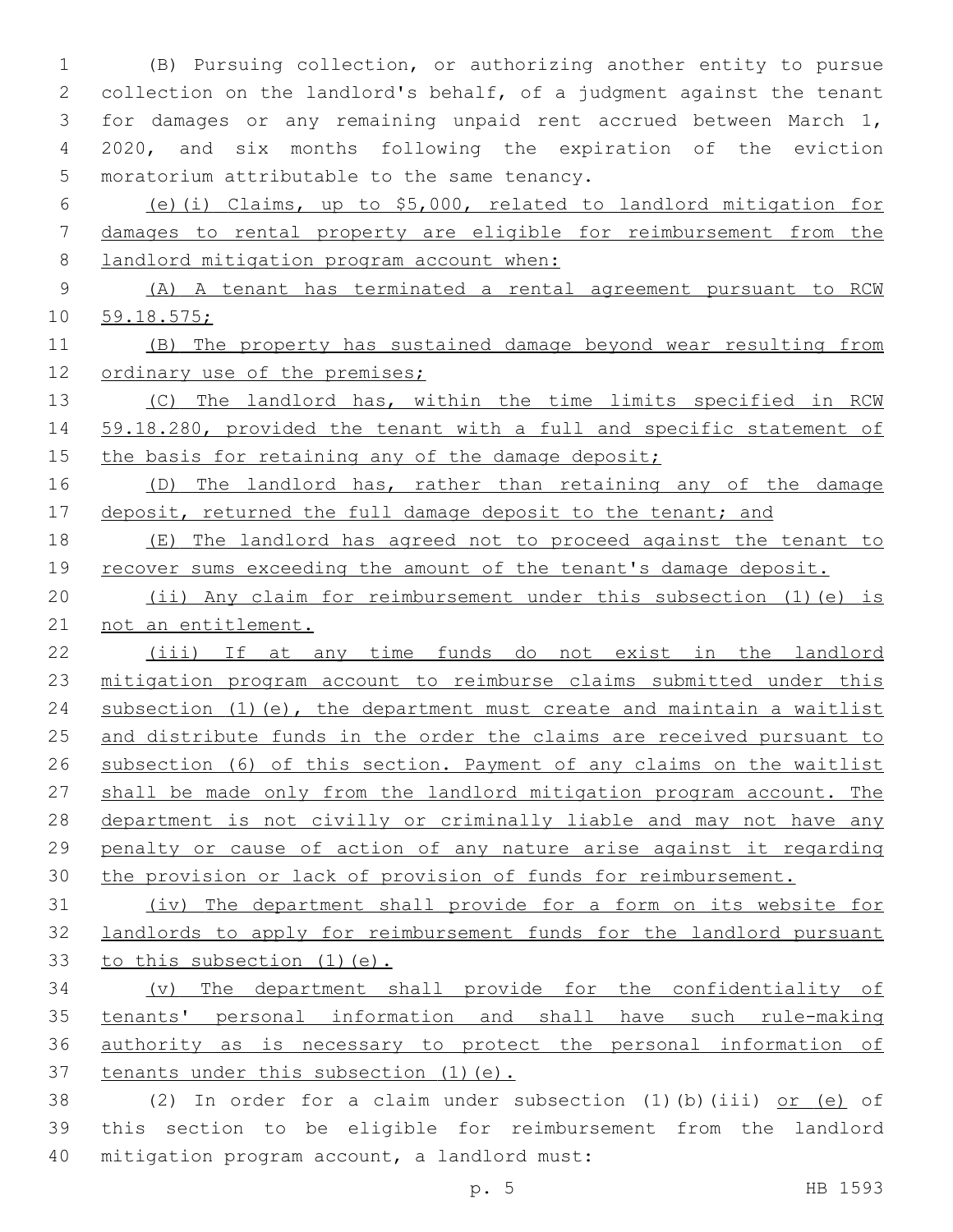(B) Pursuing collection, or authorizing another entity to pursue collection on the landlord's behalf, of a judgment against the tenant for damages or any remaining unpaid rent accrued between March 1, 2020, and six months following the expiration of the eviction moratorium attributable to the same tenancy.

(e)(i) Claims, up to $5,000, related to landlord mitigation for damages to rental property are eligible for reimbursement from the landlord mitigation program account when:

(A) A tenant has terminated a rental agreement pursuant to RCW 59.18.575;

(B) The property has sustained damage beyond wear resulting from ordinary use of the premises;

(C) The landlord has, within the time limits specified in RCW 59.18.280, provided the tenant with a full and specific statement of the basis for retaining any of the damage deposit;

(D) The landlord has, rather than retaining any of the damage deposit, returned the full damage deposit to the tenant; and

(E) The landlord has agreed not to proceed against the tenant to recover sums exceeding the amount of the tenant's damage deposit.

(ii) Any claim for reimbursement under this subsection (1)(e) is not an entitlement.

(iii) If at any time funds do not exist in the landlord mitigation program account to reimburse claims submitted under this subsection (1)(e), the department must create and maintain a waitlist and distribute funds in the order the claims are received pursuant to subsection (6) of this section. Payment of any claims on the waitlist shall be made only from the landlord mitigation program account. The department is not civilly or criminally liable and may not have any penalty or cause of action of any nature arise against it regarding the provision or lack of provision of funds for reimbursement.

(iv) The department shall provide for a form on its website for landlords to apply for reimbursement funds for the landlord pursuant to this subsection (1)(e).

(v) The department shall provide for the confidentiality of tenants' personal information and shall have such rule-making authority as is necessary to protect the personal information of tenants under this subsection (1)(e).

(2) In order for a claim under subsection (1)(b)(iii) or (e) of this section to be eligible for reimbursement from the landlord mitigation program account, a landlord must: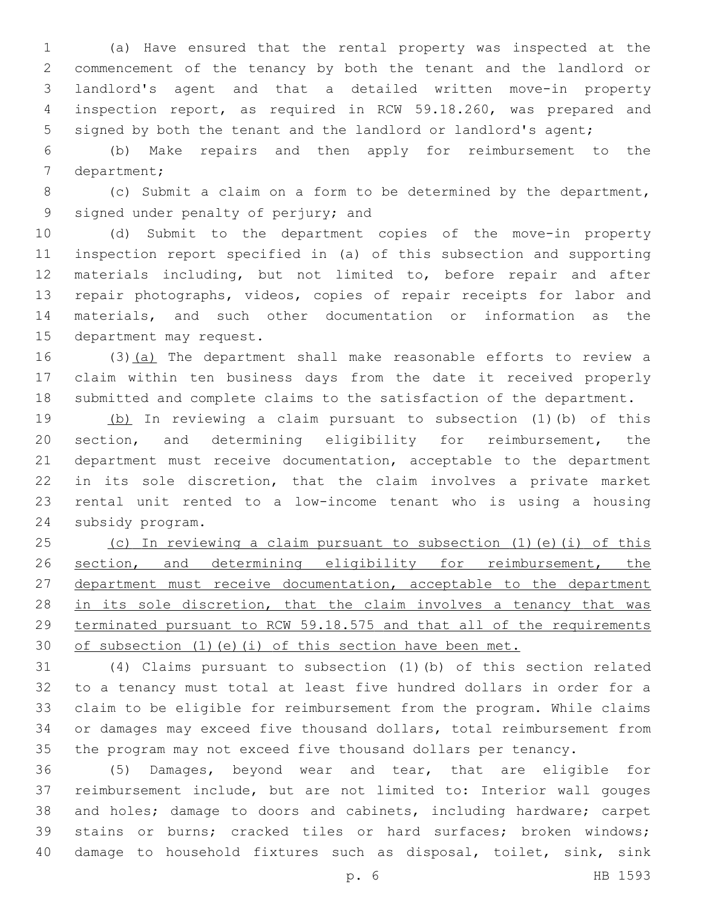(a) Have ensured that the rental property was inspected at the commencement of the tenancy by both the tenant and the landlord or landlord's agent and that a detailed written move-in property inspection report, as required in RCW 59.18.260, was prepared and signed by both the tenant and the landlord or landlord's agent;

(b) Make repairs and then apply for reimbursement to the department;

(c) Submit a claim on a form to be determined by the department, signed under penalty of perjury; and

(d) Submit to the department copies of the move-in property inspection report specified in (a) of this subsection and supporting materials including, but not limited to, before repair and after repair photographs, videos, copies of repair receipts for labor and materials, and such other documentation or information as the department may request.

(3)(a) The department shall make reasonable efforts to review a claim within ten business days from the date it received properly submitted and complete claims to the satisfaction of the department.

(b) In reviewing a claim pursuant to subsection (1)(b) of this section, and determining eligibility for reimbursement, the department must receive documentation, acceptable to the department in its sole discretion, that the claim involves a private market rental unit rented to a low-income tenant who is using a housing subsidy program.

(c) In reviewing a claim pursuant to subsection (1)(e)(i) of this section, and determining eligibility for reimbursement, the department must receive documentation, acceptable to the department in its sole discretion, that the claim involves a tenancy that was terminated pursuant to RCW 59.18.575 and that all of the requirements of subsection (1)(e)(i) of this section have been met.

(4) Claims pursuant to subsection (1)(b) of this section related to a tenancy must total at least five hundred dollars in order for a claim to be eligible for reimbursement from the program. While claims or damages may exceed five thousand dollars, total reimbursement from the program may not exceed five thousand dollars per tenancy.

(5) Damages, beyond wear and tear, that are eligible for reimbursement include, but are not limited to: Interior wall gouges and holes; damage to doors and cabinets, including hardware; carpet stains or burns; cracked tiles or hard surfaces; broken windows; damage to household fixtures such as disposal, toilet, sink, sink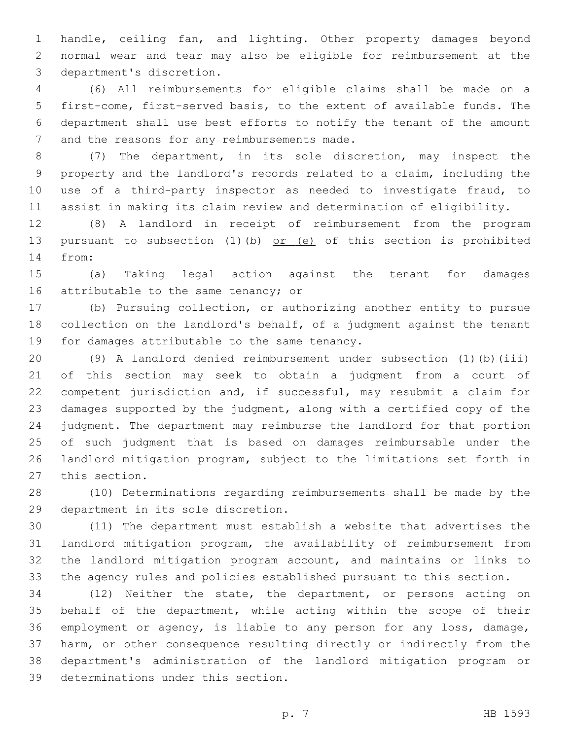handle, ceiling fan, and lighting. Other property damages beyond normal wear and tear may also be eligible for reimbursement at the department's discretion.

(6) All reimbursements for eligible claims shall be made on a first-come, first-served basis, to the extent of available funds. The department shall use best efforts to notify the tenant of the amount and the reasons for any reimbursements made.

(7) The department, in its sole discretion, may inspect the property and the landlord's records related to a claim, including the use of a third-party inspector as needed to investigate fraud, to assist in making its claim review and determination of eligibility.

(8) A landlord in receipt of reimbursement from the program pursuant to subsection (1)(b) <u>or (e)</u> of this section is prohibited from:

(a) Taking legal action against the tenant for damages attributable to the same tenancy; or

(b) Pursuing collection, or authorizing another entity to pursue collection on the landlord's behalf, of a judgment against the tenant for damages attributable to the same tenancy.

(9) A landlord denied reimbursement under subsection (1)(b)(iii) of this section may seek to obtain a judgment from a court of competent jurisdiction and, if successful, may resubmit a claim for damages supported by the judgment, along with a certified copy of the judgment. The department may reimburse the landlord for that portion of such judgment that is based on damages reimbursable under the landlord mitigation program, subject to the limitations set forth in this section.

(10) Determinations regarding reimbursements shall be made by the department in its sole discretion.

(11) The department must establish a website that advertises the landlord mitigation program, the availability of reimbursement from the landlord mitigation program account, and maintains or links to the agency rules and policies established pursuant to this section.

(12) Neither the state, the department, or persons acting on behalf of the department, while acting within the scope of their employment or agency, is liable to any person for any loss, damage, harm, or other consequence resulting directly or indirectly from the department's administration of the landlord mitigation program or determinations under this section.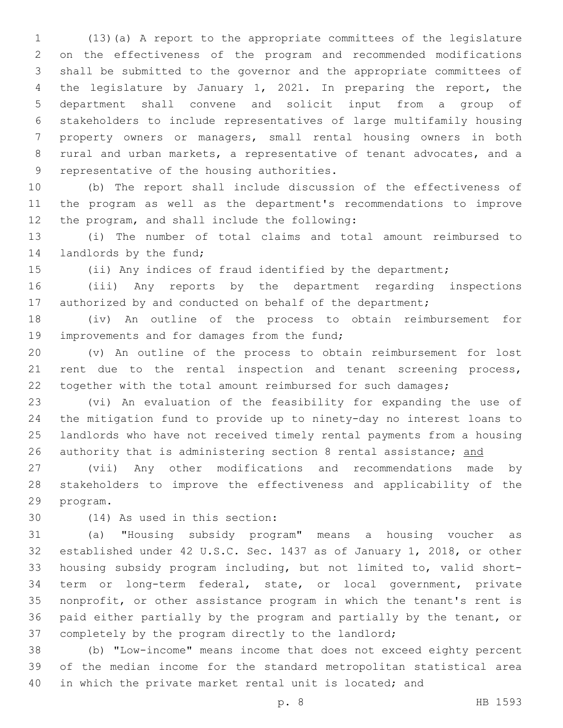(13)(a) A report to the appropriate committees of the legislature on the effectiveness of the program and recommended modifications shall be submitted to the governor and the appropriate committees of the legislature by January 1, 2021. In preparing the report, the department shall convene and solicit input from a group of stakeholders to include representatives of large multifamily housing property owners or managers, small rental housing owners in both rural and urban markets, a representative of tenant advocates, and a representative of the housing authorities.

(b) The report shall include discussion of the effectiveness of the program as well as the department's recommendations to improve the program, and shall include the following:

(i) The number of total claims and total amount reimbursed to landlords by the fund;

(ii) Any indices of fraud identified by the department;

(iii) Any reports by the department regarding inspections authorized by and conducted on behalf of the department;

(iv) An outline of the process to obtain reimbursement for improvements and for damages from the fund;

(v) An outline of the process to obtain reimbursement for lost rent due to the rental inspection and tenant screening process, together with the total amount reimbursed for such damages;

(vi) An evaluation of the feasibility for expanding the use of the mitigation fund to provide up to ninety-day no interest loans to landlords who have not received timely rental payments from a housing authority that is administering section 8 rental assistance; <u>and</u>

(vii) Any other modifications and recommendations made by stakeholders to improve the effectiveness and applicability of the program.

(14) As used in this section:

(a) "Housing subsidy program" means a housing voucher as established under 42 U.S.C. Sec. 1437 as of January 1, 2018, or other housing subsidy program including, but not limited to, valid short-term or long-term federal, state, or local government, private nonprofit, or other assistance program in which the tenant's rent is paid either partially by the program and partially by the tenant, or completely by the program directly to the landlord;

(b) "Low-income" means income that does not exceed eighty percent of the median income for the standard metropolitan statistical area in which the private market rental unit is located; and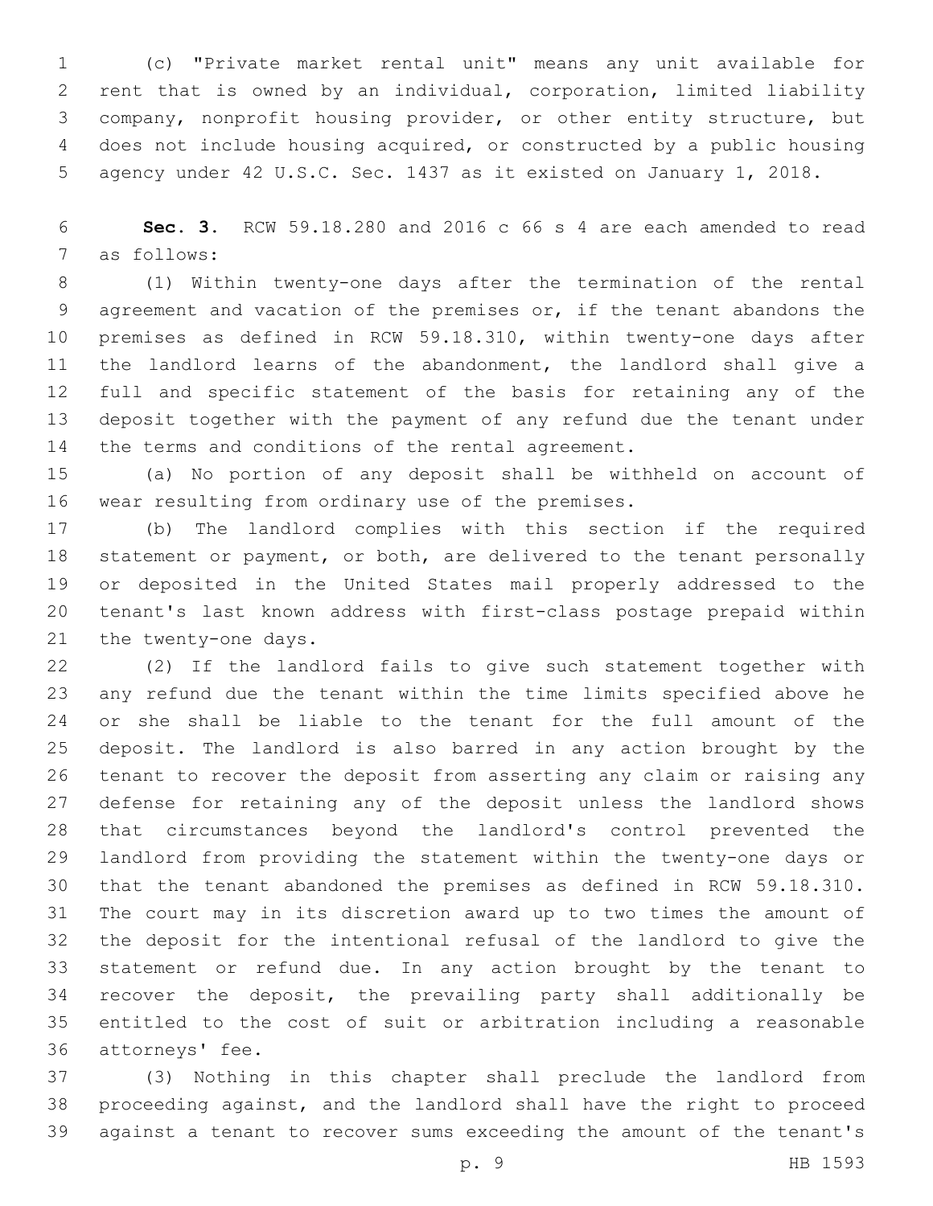(c) "Private market rental unit" means any unit available for rent that is owned by an individual, corporation, limited liability company, nonprofit housing provider, or other entity structure, but does not include housing acquired, or constructed by a public housing agency under 42 U.S.C. Sec. 1437 as it existed on January 1, 2018.

**Sec. 3.** RCW 59.18.280 and 2016 c 66 s 4 are each amended to read as follows:

(1) Within twenty-one days after the termination of the rental agreement and vacation of the premises or, if the tenant abandons the premises as defined in RCW 59.18.310, within twenty-one days after the landlord learns of the abandonment, the landlord shall give a full and specific statement of the basis for retaining any of the deposit together with the payment of any refund due the tenant under the terms and conditions of the rental agreement.

(a) No portion of any deposit shall be withheld on account of wear resulting from ordinary use of the premises.

(b) The landlord complies with this section if the required statement or payment, or both, are delivered to the tenant personally or deposited in the United States mail properly addressed to the tenant's last known address with first-class postage prepaid within the twenty-one days.

(2) If the landlord fails to give such statement together with any refund due the tenant within the time limits specified above he or she shall be liable to the tenant for the full amount of the deposit. The landlord is also barred in any action brought by the tenant to recover the deposit from asserting any claim or raising any defense for retaining any of the deposit unless the landlord shows that circumstances beyond the landlord's control prevented the landlord from providing the statement within the twenty-one days or that the tenant abandoned the premises as defined in RCW 59.18.310. The court may in its discretion award up to two times the amount of the deposit for the intentional refusal of the landlord to give the statement or refund due. In any action brought by the tenant to recover the deposit, the prevailing party shall additionally be entitled to the cost of suit or arbitration including a reasonable attorneys' fee.

(3) Nothing in this chapter shall preclude the landlord from proceeding against, and the landlord shall have the right to proceed against a tenant to recover sums exceeding the amount of the tenant's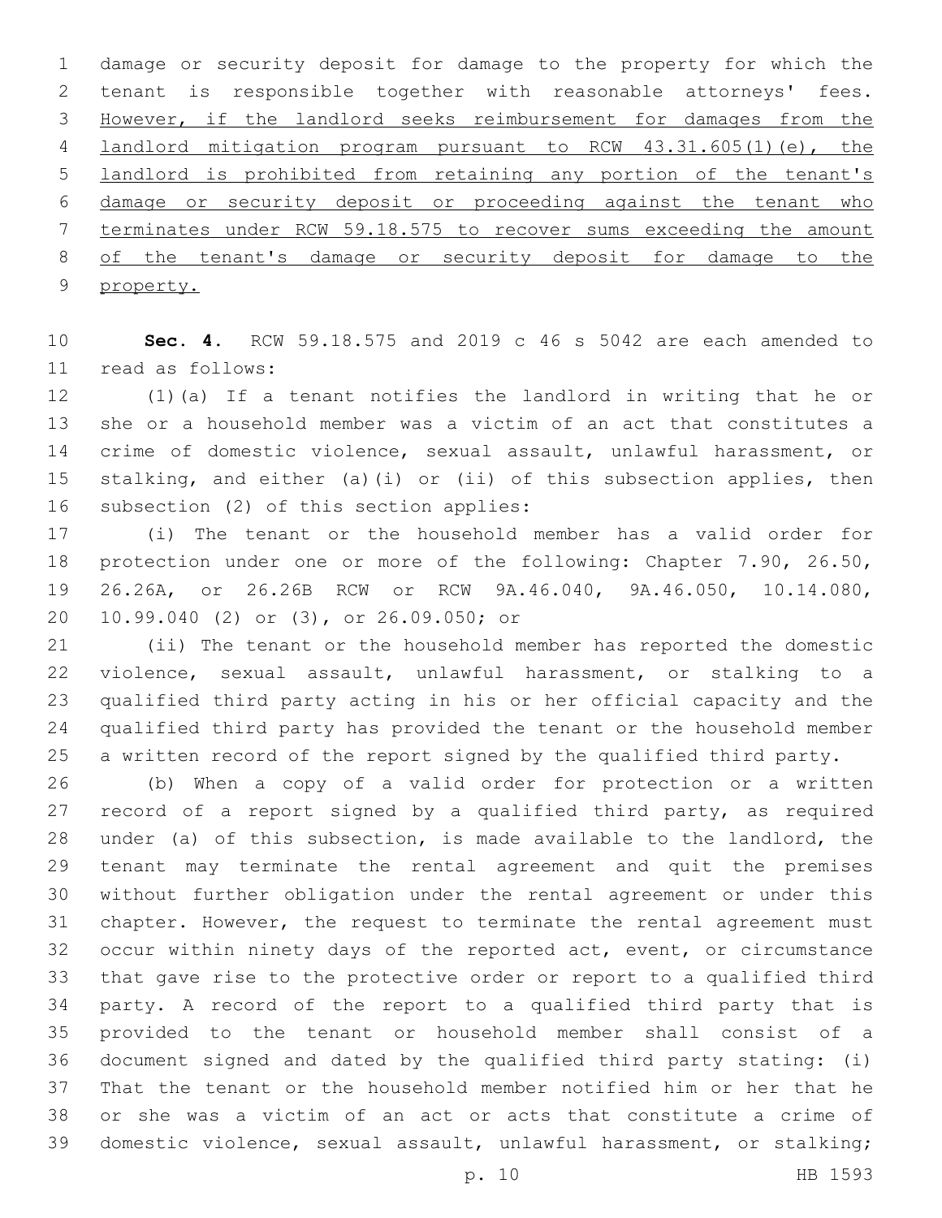damage or security deposit for damage to the property for which the tenant is responsible together with reasonable attorneys' fees. <u>However, if the landlord seeks reimbursement for damages from the landlord mitigation program pursuant to RCW 43.31.605(1)(e), the landlord is prohibited from retaining any portion of the tenant's damage or security deposit or proceeding against the tenant who terminates under RCW 59.18.575 to recover sums exceeding the amount of the tenant's damage or security deposit for damage to the property.</u>

**Sec. 4.** RCW 59.18.575 and 2019 c 46 s 5042 are each amended to read as follows:

(1)(a) If a tenant notifies the landlord in writing that he or she or a household member was a victim of an act that constitutes a crime of domestic violence, sexual assault, unlawful harassment, or stalking, and either (a)(i) or (ii) of this subsection applies, then subsection (2) of this section applies:

(i) The tenant or the household member has a valid order for protection under one or more of the following: Chapter 7.90, 26.50, 26.26A, or 26.26B RCW or RCW 9A.46.040, 9A.46.050, 10.14.080, 10.99.040 (2) or (3), or 26.09.050; or

(ii) The tenant or the household member has reported the domestic violence, sexual assault, unlawful harassment, or stalking to a qualified third party acting in his or her official capacity and the qualified third party has provided the tenant or the household member a written record of the report signed by the qualified third party.

(b) When a copy of a valid order for protection or a written record of a report signed by a qualified third party, as required under (a) of this subsection, is made available to the landlord, the tenant may terminate the rental agreement and quit the premises without further obligation under the rental agreement or under this chapter. However, the request to terminate the rental agreement must occur within ninety days of the reported act, event, or circumstance that gave rise to the protective order or report to a qualified third party. A record of the report to a qualified third party that is provided to the tenant or household member shall consist of a document signed and dated by the qualified third party stating: (i) That the tenant or the household member notified him or her that he or she was a victim of an act or acts that constitute a crime of domestic violence, sexual assault, unlawful harassment, or stalking;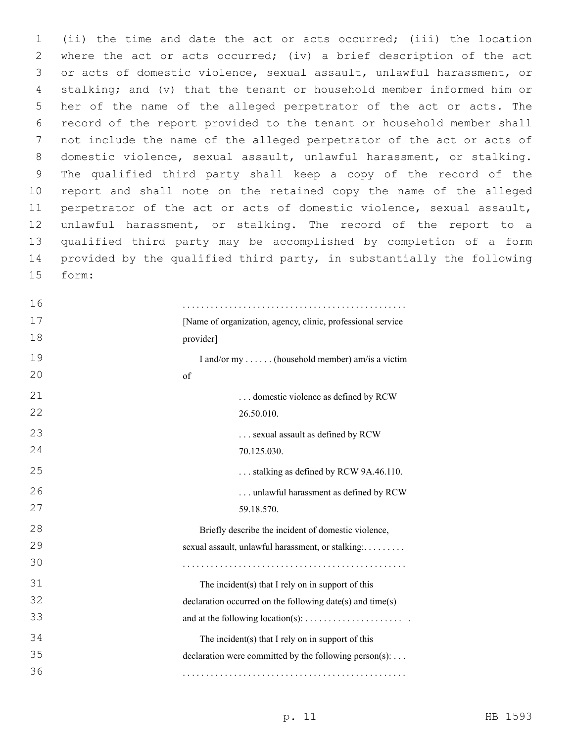(ii) the time and date the act or acts occurred; (iii) the location where the act or acts occurred; (iv) a brief description of the act or acts of domestic violence, sexual assault, unlawful harassment, or stalking; and (v) that the tenant or household member informed him or her of the name of the alleged perpetrator of the act or acts. The record of the report provided to the tenant or household member shall not include the name of the alleged perpetrator of the act or acts of domestic violence, sexual assault, unlawful harassment, or stalking. The qualified third party shall keep a copy of the record of the report and shall note on the retained copy the name of the alleged perpetrator of the act or acts of domestic violence, sexual assault, unlawful harassment, or stalking. The record of the report to a qualified third party may be accomplished by completion of a form provided by the qualified third party, in substantially the following form:

. . . . . . . . . . . . . . . . . . . . . . . . . . . . . . . . . . . . . . . . . . . . . . .
[Name of organization, agency, clinic, professional service provider]

I and/or my . . . . . . (household member) am/is a victim of

. . . domestic violence as defined by RCW 26.50.010.

. . . sexual assault as defined by RCW 70.125.030.

. . . stalking as defined by RCW 9A.46.110.

. . . unlawful harassment as defined by RCW 59.18.570.

Briefly describe the incident of domestic violence, sexual assault, unlawful harassment, or stalking:. . . . . . . . .
. . . . . . . . . . . . . . . . . . . . . . . . . . . . . . . . . . . . . . . . . . . . . . .

The incident(s) that I rely on in support of this declaration occurred on the following date(s) and time(s) and at the following location(s): . . . . . . . . . . . . . . . . . . . . .

The incident(s) that I rely on in support of this declaration were committed by the following person(s): . . .
. . . . . . . . . . . . . . . . . . . . . . . . . . . . . . . . . . . . . . . . . . . . . . .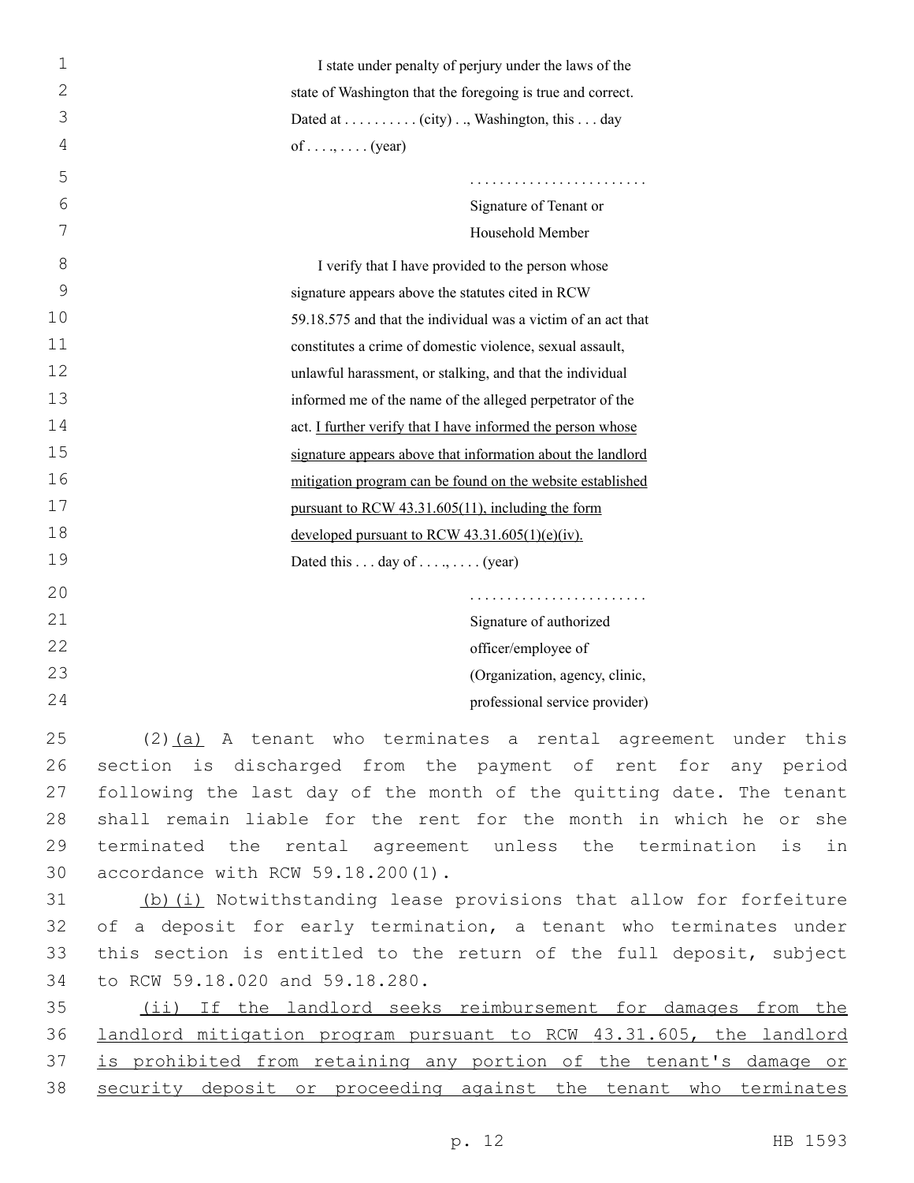I state under penalty of perjury under the laws of the state of Washington that the foregoing is true and correct.
Dated at . . . . . . . . . . (city) . ., Washington, this . . . day of . . . ., . . . . (year)

. . . . . . . . . . . . . . . . . . . . . . . .
Signature of Tenant or
Household Member

I verify that I have provided to the person whose signature appears above the statutes cited in RCW 59.18.575 and that the individual was a victim of an act that constitutes a crime of domestic violence, sexual assault, unlawful harassment, or stalking, and that the individual informed me of the name of the alleged perpetrator of the act. I further verify that I have informed the person whose signature appears above that information about the landlord mitigation program can be found on the website established pursuant to RCW 43.31.605(11), including the form developed pursuant to RCW 43.31.605(1)(e)(iv).
Dated this . . . day of . . . ., . . . . (year)

. . . . . . . . . . . . . . . . . . . . . . . .
Signature of authorized
officer/employee of
(Organization, agency, clinic,
professional service provider)

(2)(a) A tenant who terminates a rental agreement under this section is discharged from the payment of rent for any period following the last day of the month of the quitting date. The tenant shall remain liable for the rent for the month in which he or she terminated the rental agreement unless the termination is in accordance with RCW 59.18.200(1).

(b)(i) Notwithstanding lease provisions that allow for forfeiture of a deposit for early termination, a tenant who terminates under this section is entitled to the return of the full deposit, subject to RCW 59.18.020 and 59.18.280.

(ii) If the landlord seeks reimbursement for damages from the landlord mitigation program pursuant to RCW 43.31.605, the landlord is prohibited from retaining any portion of the tenant's damage or security deposit or proceeding against the tenant who terminates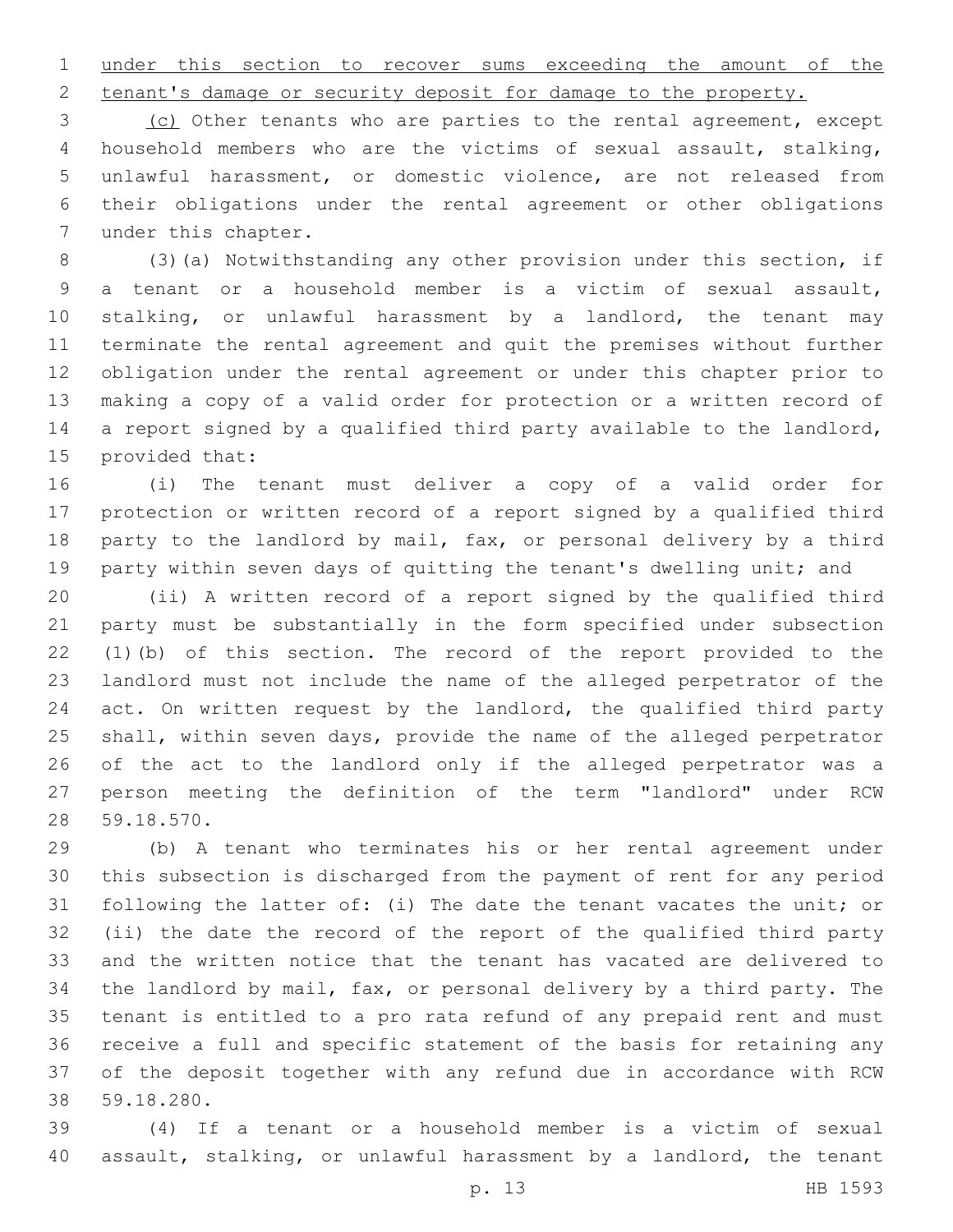under this section to recover sums exceeding the amount of the tenant's damage or security deposit for damage to the property.

(c) Other tenants who are parties to the rental agreement, except household members who are the victims of sexual assault, stalking, unlawful harassment, or domestic violence, are not released from their obligations under the rental agreement or other obligations under this chapter.

(3)(a) Notwithstanding any other provision under this section, if a tenant or a household member is a victim of sexual assault, stalking, or unlawful harassment by a landlord, the tenant may terminate the rental agreement and quit the premises without further obligation under the rental agreement or under this chapter prior to making a copy of a valid order for protection or a written record of a report signed by a qualified third party available to the landlord, provided that:

(i) The tenant must deliver a copy of a valid order for protection or written record of a report signed by a qualified third party to the landlord by mail, fax, or personal delivery by a third party within seven days of quitting the tenant's dwelling unit; and

(ii) A written record of a report signed by the qualified third party must be substantially in the form specified under subsection (1)(b) of this section. The record of the report provided to the landlord must not include the name of the alleged perpetrator of the act. On written request by the landlord, the qualified third party shall, within seven days, provide the name of the alleged perpetrator of the act to the landlord only if the alleged perpetrator was a person meeting the definition of the term "landlord" under RCW 59.18.570.

(b) A tenant who terminates his or her rental agreement under this subsection is discharged from the payment of rent for any period following the latter of: (i) The date the tenant vacates the unit; or (ii) the date the record of the report of the qualified third party and the written notice that the tenant has vacated are delivered to the landlord by mail, fax, or personal delivery by a third party. The tenant is entitled to a pro rata refund of any prepaid rent and must receive a full and specific statement of the basis for retaining any of the deposit together with any refund due in accordance with RCW 59.18.280.

(4) If a tenant or a household member is a victim of sexual assault, stalking, or unlawful harassment by a landlord, the tenant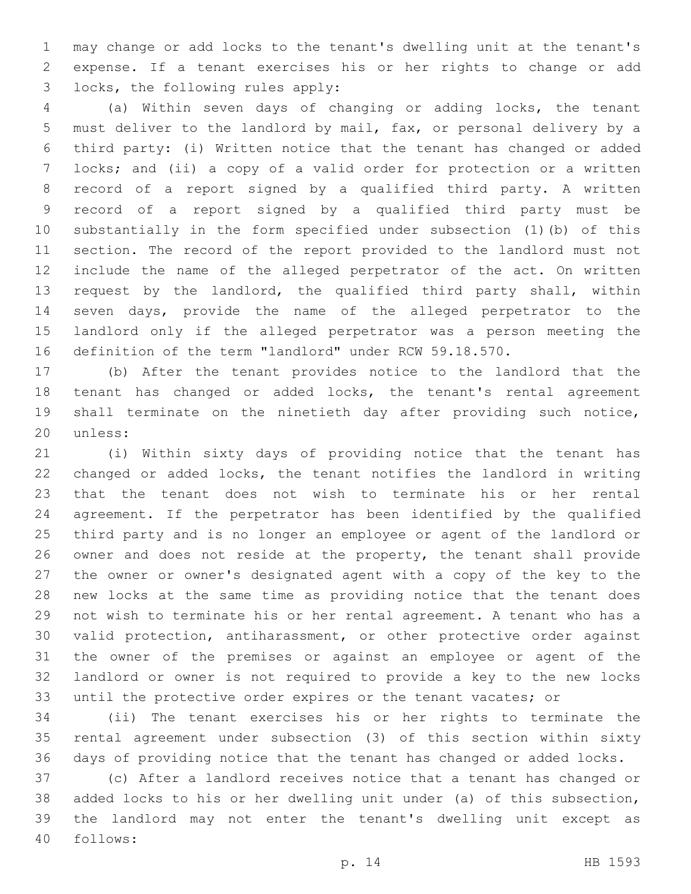may change or add locks to the tenant's dwelling unit at the tenant's expense. If a tenant exercises his or her rights to change or add locks, the following rules apply:

(a) Within seven days of changing or adding locks, the tenant must deliver to the landlord by mail, fax, or personal delivery by a third party: (i) Written notice that the tenant has changed or added locks; and (ii) a copy of a valid order for protection or a written record of a report signed by a qualified third party. A written record of a report signed by a qualified third party must be substantially in the form specified under subsection (1)(b) of this section. The record of the report provided to the landlord must not include the name of the alleged perpetrator of the act. On written request by the landlord, the qualified third party shall, within seven days, provide the name of the alleged perpetrator to the landlord only if the alleged perpetrator was a person meeting the definition of the term "landlord" under RCW 59.18.570.

(b) After the tenant provides notice to the landlord that the tenant has changed or added locks, the tenant's rental agreement shall terminate on the ninetieth day after providing such notice, unless:

(i) Within sixty days of providing notice that the tenant has changed or added locks, the tenant notifies the landlord in writing that the tenant does not wish to terminate his or her rental agreement. If the perpetrator has been identified by the qualified third party and is no longer an employee or agent of the landlord or owner and does not reside at the property, the tenant shall provide the owner or owner's designated agent with a copy of the key to the new locks at the same time as providing notice that the tenant does not wish to terminate his or her rental agreement. A tenant who has a valid protection, antiharassment, or other protective order against the owner of the premises or against an employee or agent of the landlord or owner is not required to provide a key to the new locks until the protective order expires or the tenant vacates; or

(ii) The tenant exercises his or her rights to terminate the rental agreement under subsection (3) of this section within sixty days of providing notice that the tenant has changed or added locks.

(c) After a landlord receives notice that a tenant has changed or added locks to his or her dwelling unit under (a) of this subsection, the landlord may not enter the tenant's dwelling unit except as follows: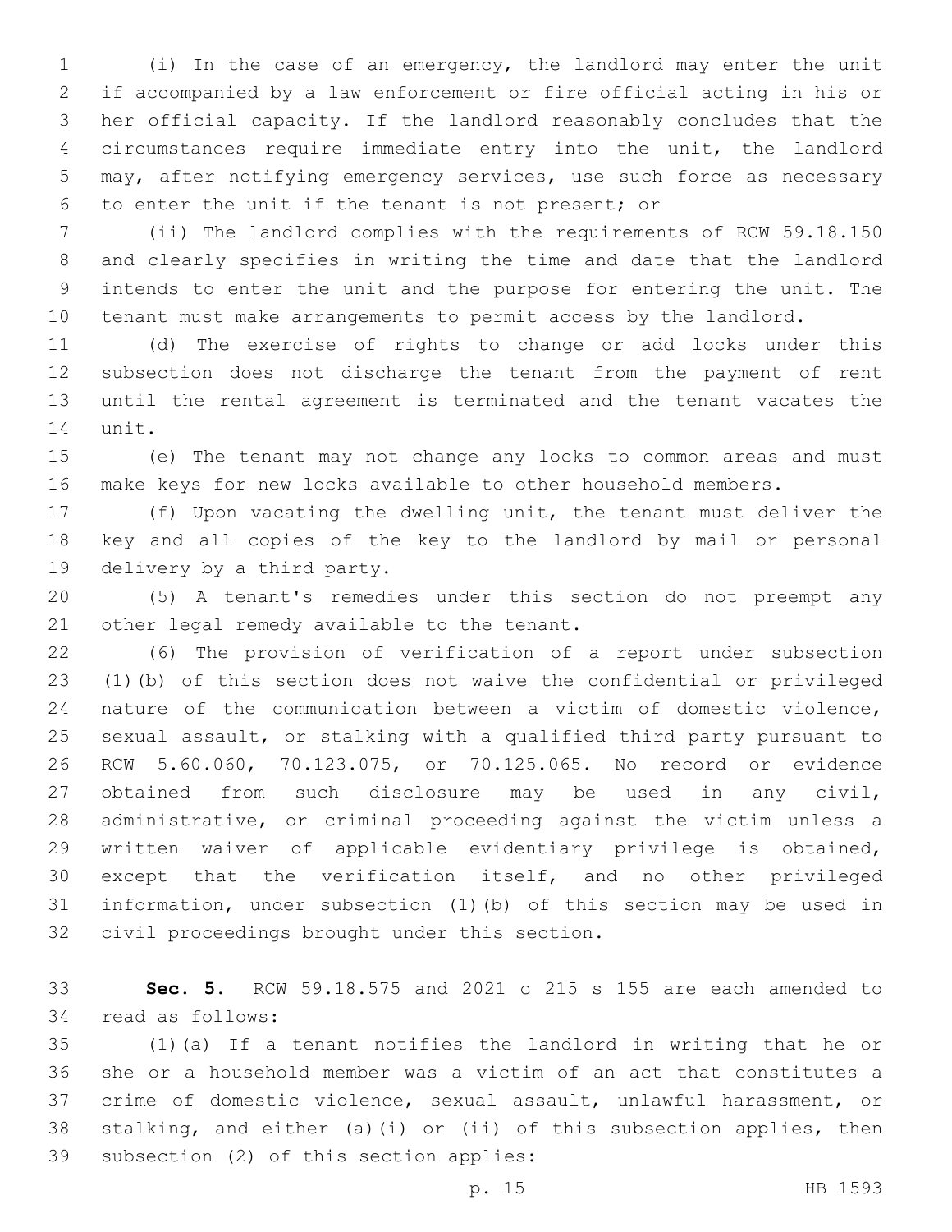(i) In the case of an emergency, the landlord may enter the unit if accompanied by a law enforcement or fire official acting in his or her official capacity. If the landlord reasonably concludes that the circumstances require immediate entry into the unit, the landlord may, after notifying emergency services, use such force as necessary to enter the unit if the tenant is not present; or

(ii) The landlord complies with the requirements of RCW 59.18.150 and clearly specifies in writing the time and date that the landlord intends to enter the unit and the purpose for entering the unit. The tenant must make arrangements to permit access by the landlord.

(d) The exercise of rights to change or add locks under this subsection does not discharge the tenant from the payment of rent until the rental agreement is terminated and the tenant vacates the unit.

(e) The tenant may not change any locks to common areas and must make keys for new locks available to other household members.

(f) Upon vacating the dwelling unit, the tenant must deliver the key and all copies of the key to the landlord by mail or personal delivery by a third party.

(5) A tenant's remedies under this section do not preempt any other legal remedy available to the tenant.

(6) The provision of verification of a report under subsection (1)(b) of this section does not waive the confidential or privileged nature of the communication between a victim of domestic violence, sexual assault, or stalking with a qualified third party pursuant to RCW 5.60.060, 70.123.075, or 70.125.065. No record or evidence obtained from such disclosure may be used in any civil, administrative, or criminal proceeding against the victim unless a written waiver of applicable evidentiary privilege is obtained, except that the verification itself, and no other privileged information, under subsection (1)(b) of this section may be used in civil proceedings brought under this section.

**Sec. 5.** RCW 59.18.575 and 2021 c 215 s 155 are each amended to read as follows:

(1)(a) If a tenant notifies the landlord in writing that he or she or a household member was a victim of an act that constitutes a crime of domestic violence, sexual assault, unlawful harassment, or stalking, and either (a)(i) or (ii) of this subsection applies, then subsection (2) of this section applies: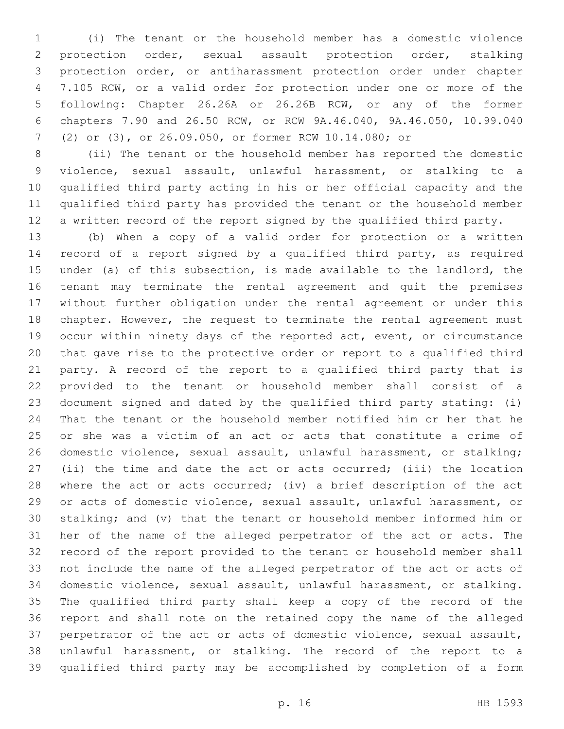(i) The tenant or the household member has a domestic violence protection order, sexual assault protection order, stalking protection order, or antiharassment protection order under chapter 7.105 RCW, or a valid order for protection under one or more of the following: Chapter 26.26A or 26.26B RCW, or any of the former chapters 7.90 and 26.50 RCW, or RCW 9A.46.040, 9A.46.050, 10.99.040 (2) or (3), or 26.09.050, or former RCW 10.14.080; or

(ii) The tenant or the household member has reported the domestic violence, sexual assault, unlawful harassment, or stalking to a qualified third party acting in his or her official capacity and the qualified third party has provided the tenant or the household member a written record of the report signed by the qualified third party.

(b) When a copy of a valid order for protection or a written record of a report signed by a qualified third party, as required under (a) of this subsection, is made available to the landlord, the tenant may terminate the rental agreement and quit the premises without further obligation under the rental agreement or under this chapter. However, the request to terminate the rental agreement must occur within ninety days of the reported act, event, or circumstance that gave rise to the protective order or report to a qualified third party. A record of the report to a qualified third party that is provided to the tenant or household member shall consist of a document signed and dated by the qualified third party stating: (i) That the tenant or the household member notified him or her that he or she was a victim of an act or acts that constitute a crime of domestic violence, sexual assault, unlawful harassment, or stalking; (ii) the time and date the act or acts occurred; (iii) the location where the act or acts occurred; (iv) a brief description of the act or acts of domestic violence, sexual assault, unlawful harassment, or stalking; and (v) that the tenant or household member informed him or her of the name of the alleged perpetrator of the act or acts. The record of the report provided to the tenant or household member shall not include the name of the alleged perpetrator of the act or acts of domestic violence, sexual assault, unlawful harassment, or stalking. The qualified third party shall keep a copy of the record of the report and shall note on the retained copy the name of the alleged perpetrator of the act or acts of domestic violence, sexual assault, unlawful harassment, or stalking. The record of the report to a qualified third party may be accomplished by completion of a form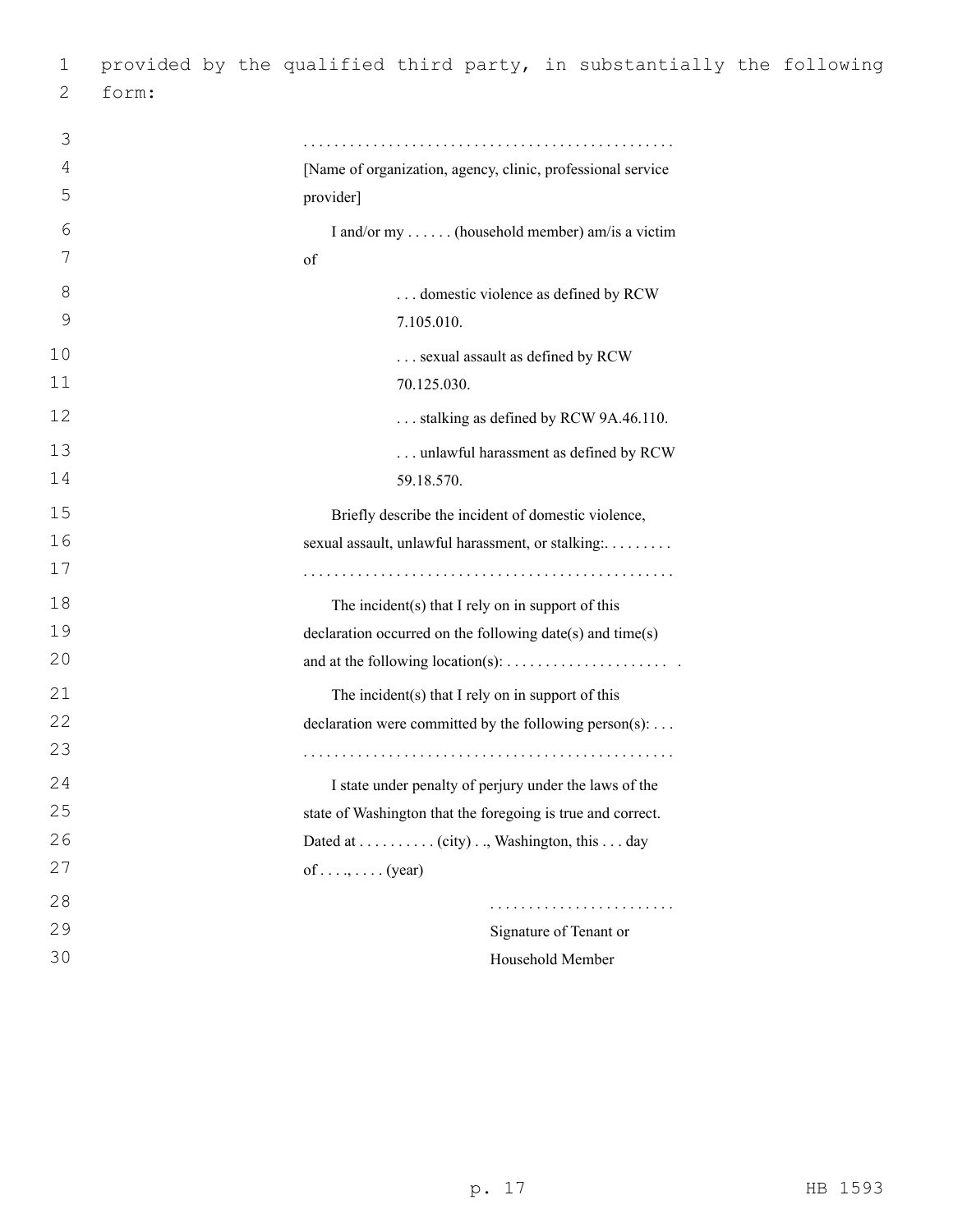provided by the qualified third party, in substantially the following form:

. . . . . . . . . . . . . . . . . . . . . . . . . . . . . . . . . . . . . . . . . . . . . . . .

[Name of organization, agency, clinic, professional service provider]

I and/or my . . . . . . (household member) am/is a victim of

. . . domestic violence as defined by RCW 7.105.010.

. . . sexual assault as defined by RCW 70.125.030.

. . . stalking as defined by RCW 9A.46.110.

. . . unlawful harassment as defined by RCW 59.18.570.

Briefly describe the incident of domestic violence, sexual assault, unlawful harassment, or stalking:. . . . . . . . .
. . . . . . . . . . . . . . . . . . . . . . . . . . . . . . . . . . . . . . . . . . . . . . . .

The incident(s) that I rely on in support of this declaration occurred on the following date(s) and time(s) and at the following location(s): . . . . . . . . . . . . . . . . . . . . . .

The incident(s) that I rely on in support of this declaration were committed by the following person(s): . . .
. . . . . . . . . . . . . . . . . . . . . . . . . . . . . . . . . . . . . . . . . . . . . . . .

I state under penalty of perjury under the laws of the state of Washington that the foregoing is true and correct. Dated at . . . . . . . . . . (city) . ., Washington, this . . . day of . . . ., . . . . (year)

. . . . . . . . . . . . . . . . . . . . . . . .

Signature of Tenant or Household Member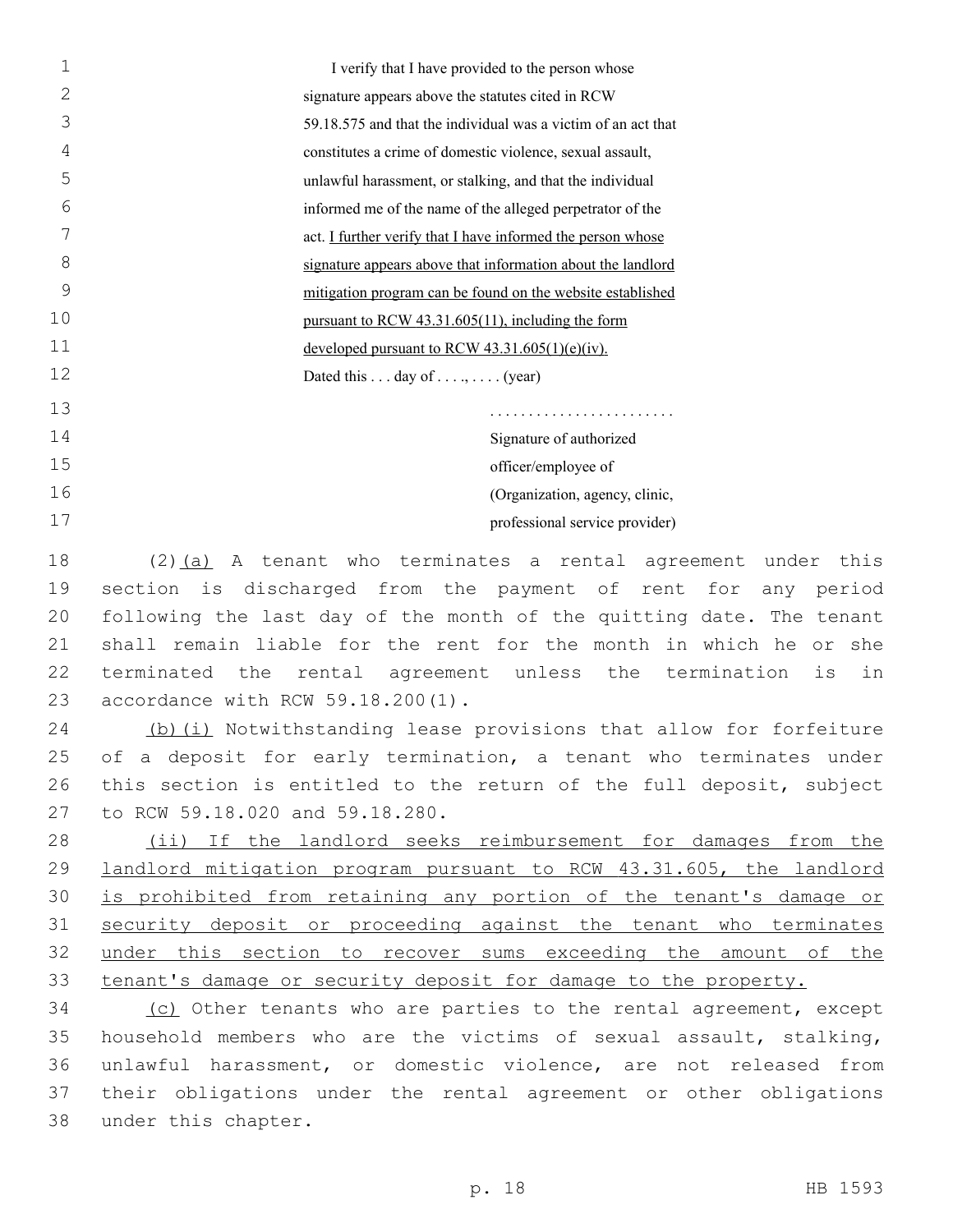I verify that I have provided to the person whose signature appears above the statutes cited in RCW 59.18.575 and that the individual was a victim of an act that constitutes a crime of domestic violence, sexual assault, unlawful harassment, or stalking, and that the individual informed me of the name of the alleged perpetrator of the act. <u>I further verify that I have informed the person whose signature appears above that information about the landlord mitigation program can be found on the website established pursuant to RCW 43.31.605(11), including the form developed pursuant to RCW 43.31.605(1)(e)(iv).</u>

Dated this . . . day of . . . ., . . . . (year)

........................
Signature of authorized officer/employee of (Organization, agency, clinic, professional service provider)

(2)<u>(a)</u> A tenant who terminates a rental agreement under this section is discharged from the payment of rent for any period following the last day of the month of the quitting date. The tenant shall remain liable for the rent for the month in which he or she terminated the rental agreement unless the termination is in accordance with RCW 59.18.200(1).

<u>(b)(i)</u> Notwithstanding lease provisions that allow for forfeiture of a deposit for early termination, a tenant who terminates under this section is entitled to the return of the full deposit, subject to RCW 59.18.020 and 59.18.280.

<u>(ii) If the landlord seeks reimbursement for damages from the landlord mitigation program pursuant to RCW 43.31.605, the landlord is prohibited from retaining any portion of the tenant's damage or security deposit or proceeding against the tenant who terminates under this section to recover sums exceeding the amount of the tenant's damage or security deposit for damage to the property.</u>

<u>(c)</u> Other tenants who are parties to the rental agreement, except household members who are the victims of sexual assault, stalking, unlawful harassment, or domestic violence, are not released from their obligations under the rental agreement or other obligations under this chapter.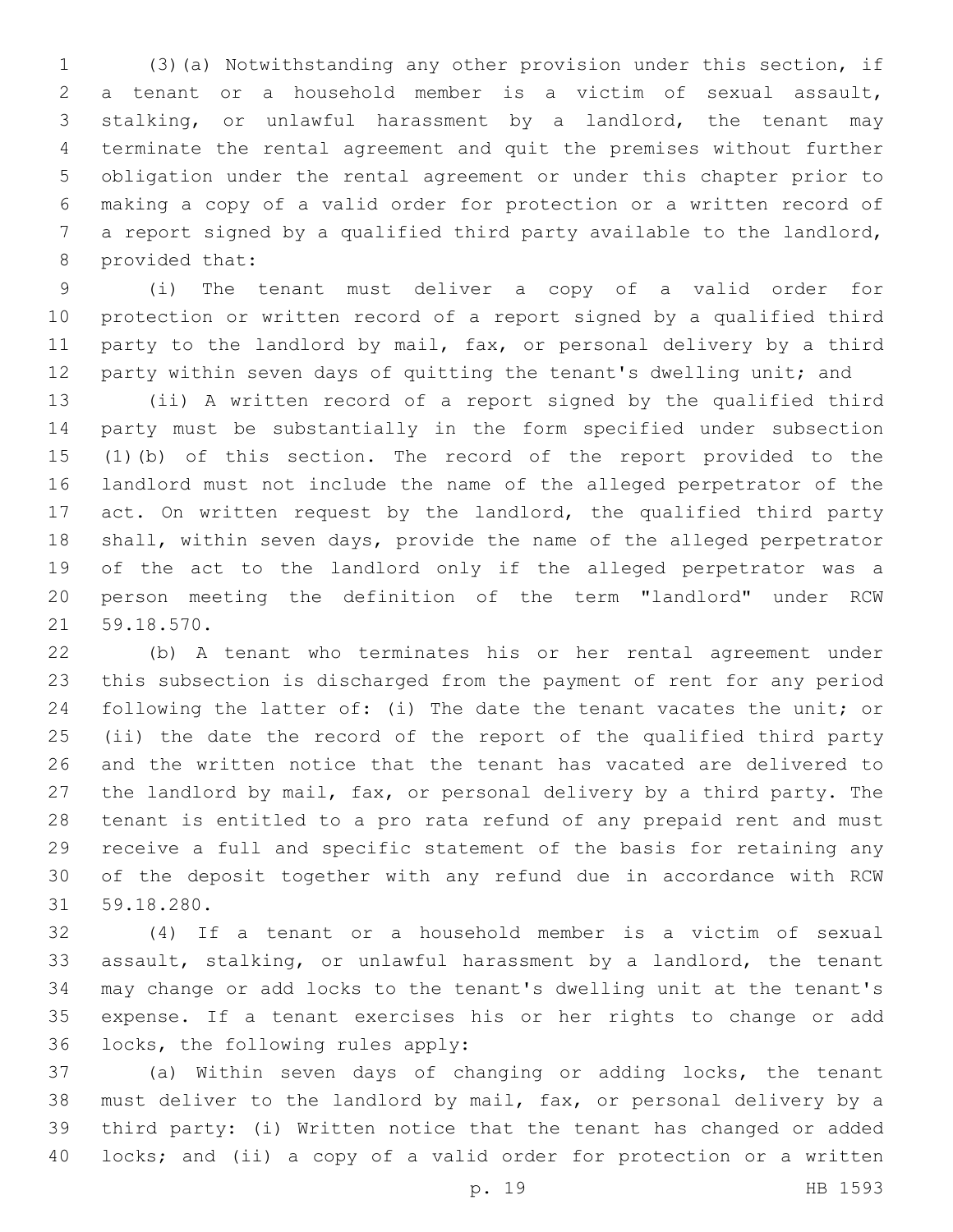(3)(a) Notwithstanding any other provision under this section, if a tenant or a household member is a victim of sexual assault, stalking, or unlawful harassment by a landlord, the tenant may terminate the rental agreement and quit the premises without further obligation under the rental agreement or under this chapter prior to making a copy of a valid order for protection or a written record of a report signed by a qualified third party available to the landlord, provided that:

(i) The tenant must deliver a copy of a valid order for protection or written record of a report signed by a qualified third party to the landlord by mail, fax, or personal delivery by a third party within seven days of quitting the tenant's dwelling unit; and

(ii) A written record of a report signed by the qualified third party must be substantially in the form specified under subsection (1)(b) of this section. The record of the report provided to the landlord must not include the name of the alleged perpetrator of the act. On written request by the landlord, the qualified third party shall, within seven days, provide the name of the alleged perpetrator of the act to the landlord only if the alleged perpetrator was a person meeting the definition of the term "landlord" under RCW 59.18.570.

(b) A tenant who terminates his or her rental agreement under this subsection is discharged from the payment of rent for any period following the latter of: (i) The date the tenant vacates the unit; or (ii) the date the record of the report of the qualified third party and the written notice that the tenant has vacated are delivered to the landlord by mail, fax, or personal delivery by a third party. The tenant is entitled to a pro rata refund of any prepaid rent and must receive a full and specific statement of the basis for retaining any of the deposit together with any refund due in accordance with RCW 59.18.280.

(4) If a tenant or a household member is a victim of sexual assault, stalking, or unlawful harassment by a landlord, the tenant may change or add locks to the tenant's dwelling unit at the tenant's expense. If a tenant exercises his or her rights to change or add locks, the following rules apply:

(a) Within seven days of changing or adding locks, the tenant must deliver to the landlord by mail, fax, or personal delivery by a third party: (i) Written notice that the tenant has changed or added locks; and (ii) a copy of a valid order for protection or a written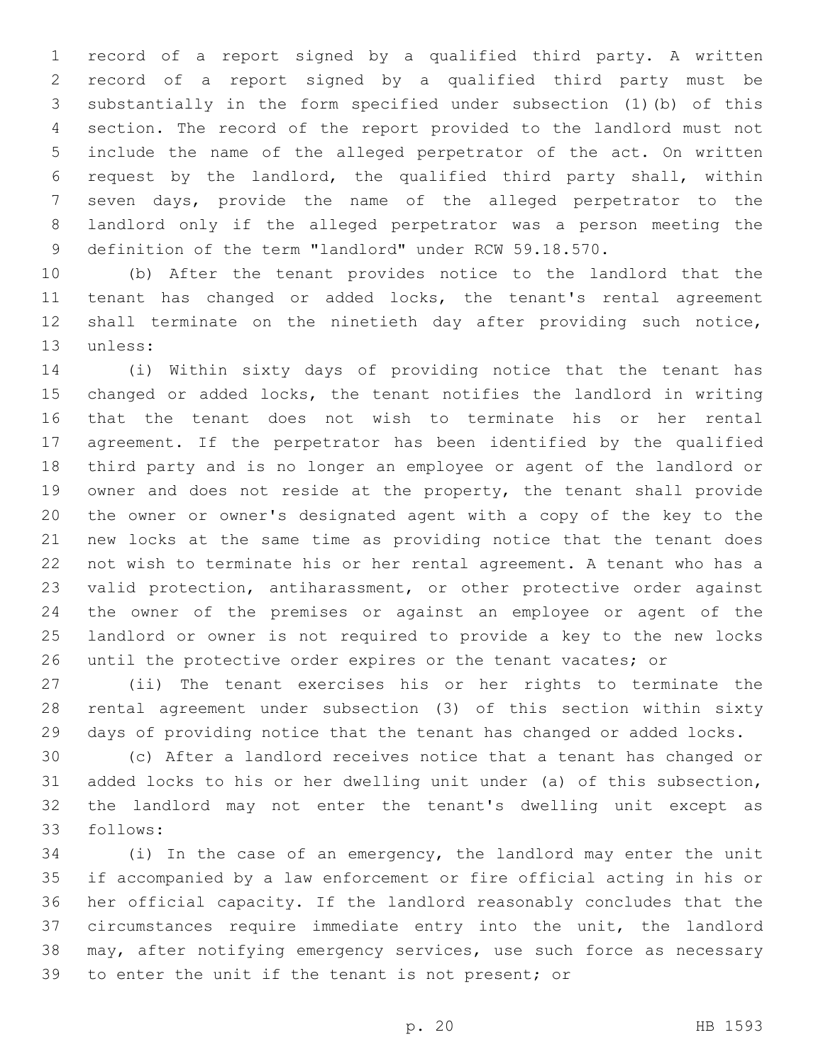record of a report signed by a qualified third party. A written record of a report signed by a qualified third party must be substantially in the form specified under subsection (1)(b) of this section. The record of the report provided to the landlord must not include the name of the alleged perpetrator of the act. On written request by the landlord, the qualified third party shall, within seven days, provide the name of the alleged perpetrator to the landlord only if the alleged perpetrator was a person meeting the definition of the term "landlord" under RCW 59.18.570.

(b) After the tenant provides notice to the landlord that the tenant has changed or added locks, the tenant's rental agreement shall terminate on the ninetieth day after providing such notice, unless:

(i) Within sixty days of providing notice that the tenant has changed or added locks, the tenant notifies the landlord in writing that the tenant does not wish to terminate his or her rental agreement. If the perpetrator has been identified by the qualified third party and is no longer an employee or agent of the landlord or owner and does not reside at the property, the tenant shall provide the owner or owner's designated agent with a copy of the key to the new locks at the same time as providing notice that the tenant does not wish to terminate his or her rental agreement. A tenant who has a valid protection, antiharassment, or other protective order against the owner of the premises or against an employee or agent of the landlord or owner is not required to provide a key to the new locks until the protective order expires or the tenant vacates; or

(ii) The tenant exercises his or her rights to terminate the rental agreement under subsection (3) of this section within sixty days of providing notice that the tenant has changed or added locks.

(c) After a landlord receives notice that a tenant has changed or added locks to his or her dwelling unit under (a) of this subsection, the landlord may not enter the tenant's dwelling unit except as follows:

(i) In the case of an emergency, the landlord may enter the unit if accompanied by a law enforcement or fire official acting in his or her official capacity. If the landlord reasonably concludes that the circumstances require immediate entry into the unit, the landlord may, after notifying emergency services, use such force as necessary to enter the unit if the tenant is not present; or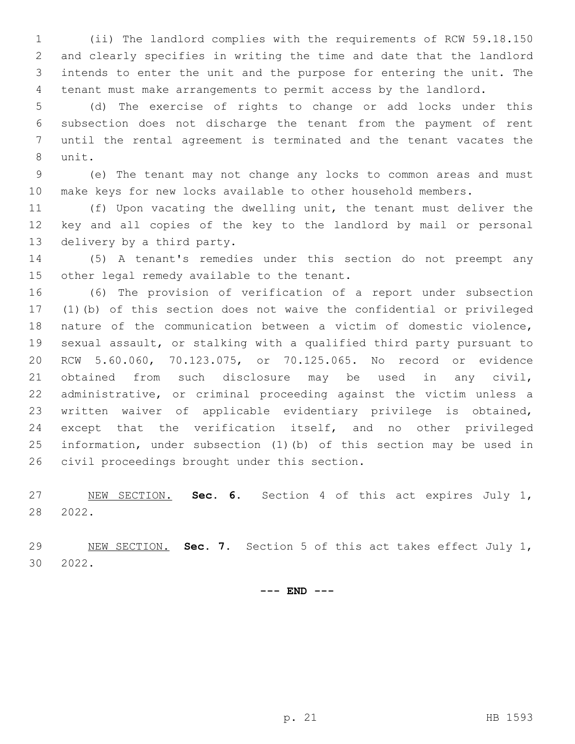(ii) The landlord complies with the requirements of RCW 59.18.150 and clearly specifies in writing the time and date that the landlord intends to enter the unit and the purpose for entering the unit. The tenant must make arrangements to permit access by the landlord.

(d) The exercise of rights to change or add locks under this subsection does not discharge the tenant from the payment of rent until the rental agreement is terminated and the tenant vacates the unit.

(e) The tenant may not change any locks to common areas and must make keys for new locks available to other household members.

(f) Upon vacating the dwelling unit, the tenant must deliver the key and all copies of the key to the landlord by mail or personal delivery by a third party.

(5) A tenant's remedies under this section do not preempt any other legal remedy available to the tenant.

(6) The provision of verification of a report under subsection (1)(b) of this section does not waive the confidential or privileged nature of the communication between a victim of domestic violence, sexual assault, or stalking with a qualified third party pursuant to RCW 5.60.060, 70.123.075, or 70.125.065. No record or evidence obtained from such disclosure may be used in any civil, administrative, or criminal proceeding against the victim unless a written waiver of applicable evidentiary privilege is obtained, except that the verification itself, and no other privileged information, under subsection (1)(b) of this section may be used in civil proceedings brought under this section.

NEW SECTION. **Sec. 6.** Section 4 of this act expires July 1, 2022.

NEW SECTION. **Sec. 7.** Section 5 of this act takes effect July 1, 2022.

**--- END ---**